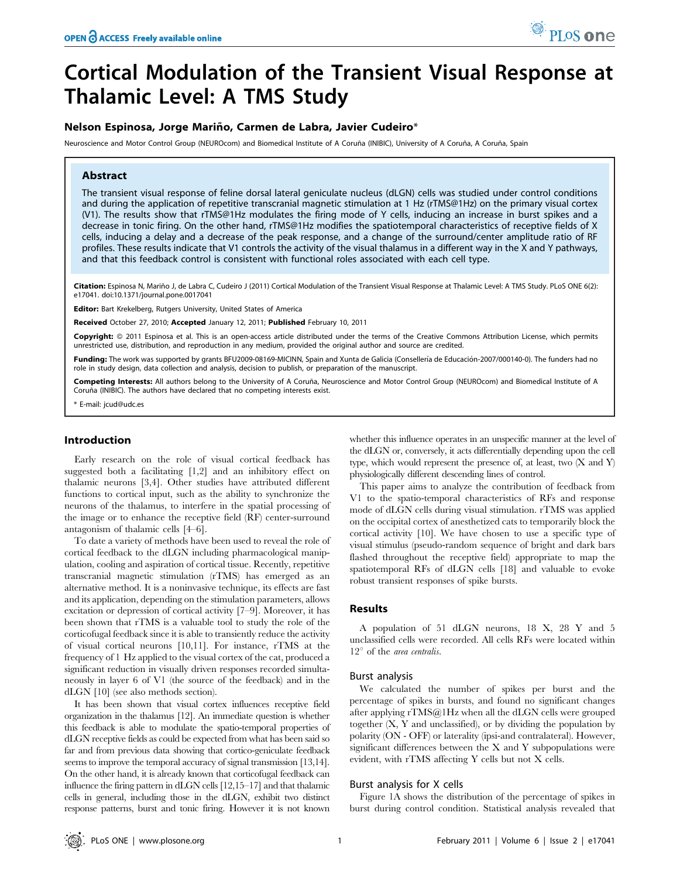# Cortical Modulation of the Transient Visual Response at Thalamic Level: A TMS Study

**Nelson Espinosa, Jorge Mariño, Carmen de Labra, Javier Cudeiro***

Neuroscience and Motor Control Group (NEUROcom) and Biomedical Institute of A Coruña (INIBIC), University of A Coruña, A Coruña, Spain

## Abstract

The transient visual response of feline dorsal lateral geniculate nucleus (dLGN) cells was studied under control conditions and during the application of repetitive transcranial magnetic stimulation at 1 Hz (rTMS@1Hz) on the primary visual cortex (V1). The results show that rTMS@1Hz modulates the firing mode of Y cells, inducing an increase in burst spikes and a decrease in tonic firing. On the other hand, rTMS@1Hz modifies the spatiotemporal characteristics of receptive fields of X cells, inducing a delay and a decrease of the peak response, and a change of the surround/center amplitude ratio of RF profiles. These results indicate that V1 controls the activity of the visual thalamus in a different way in the X and Y pathways, and that this feedback control is consistent with functional roles associated with each cell type.

**Citation:** Espinosa N, Mariño J, de Labra C, Cudeiro J (2011) Cortical Modulation of the Transient Visual Response at Thalamic Level: A TMS Study. PLoS ONE 6(2): e17041. doi:10.1371/journal.pone.0017041

**Editor:** Bart Krekelberg, Rutgers University, United States of America

**Received** October 27, 2010; **Accepted** January 12, 2011; **Published** February 10, 2011

**Copyright:** © 2011 Espinosa et al. This is an open-access article distributed under the terms of the Creative Commons Attribution License, which permits unrestricted use, distribution, and reproduction in any medium, provided the original author and source are credited.

**Funding:** The work was supported by grants BFU2009-08169-MICINN, Spain and Xunta de Galicia (Consellería de Educación-2007/000140-0). The funders had no role in study design, data collection and analysis, decision to publish, or preparation of the manuscript.

**Competing Interests:** All authors belong to the University of A Coruña, Neuroscience and Motor Control Group (NEUROcom) and Biomedical Institute of A Coruña (INIBIC). The authors have declared that no competing interests exist.

* E-mail: jcud@udc.es

## Introduction

Early research on the role of visual cortical feedback has suggested both a facilitating [1,2] and an inhibitory effect on thalamic neurons [3,4]. Other studies have attributed different functions to cortical input, such as the ability to synchronize the neurons of the thalamus, to interfere in the spatial processing of the image or to enhance the receptive field (RF) center-surround antagonism of thalamic cells [4–6].

To date a variety of methods have been used to reveal the role of cortical feedback to the dLGN including pharmacological manipulation, cooling and aspiration of cortical tissue. Recently, repetitive transcranial magnetic stimulation (rTMS) has emerged as an alternative method. It is a noninvasive technique, its effects are fast and its application, depending on the stimulation parameters, allows excitation or depression of cortical activity [7–9]. Moreover, it has been shown that rTMS is a valuable tool to study the role of the corticofugal feedback since it is able to transiently reduce the activity of visual cortical neurons [10,11]. For instance, rTMS at the frequency of 1 Hz applied to the visual cortex of the cat, produced a significant reduction in visually driven responses recorded simultaneously in layer 6 of V1 (the source of the feedback) and in the dLGN [10] (see also methods section).

It has been shown that visual cortex influences receptive field organization in the thalamus [12]. An immediate question is whether this feedback is able to modulate the spatio-temporal properties of dLGN receptive fields as could be expected from what has been said so far and from previous data showing that cortico-geniculate feedback seems to improve the temporal accuracy of signal transmission [13,14]. On the other hand, it is already known that corticofugal feedback can influence the firing pattern in dLGN cells [12,15–17] and that thalamic cells in general, including those in the dLGN, exhibit two distinct response patterns, burst and tonic firing. However it is not known whether this influence operates in an unspecific manner at the level of the dLGN or, conversely, it acts differentially depending upon the cell type, which would represent the presence of, at least, two (X and Y) physiologically different descending lines of control.

This paper aims to analyze the contribution of feedback from V1 to the spatio-temporal characteristics of RFs and response mode of dLGN cells during visual stimulation. rTMS was applied on the occipital cortex of anesthetized cats to temporarily block the cortical activity [10]. We have chosen to use a specific type of visual stimulus (pseudo-random sequence of bright and dark bars flashed throughout the receptive field) appropriate to map the spatiotemporal RFs of dLGN cells [18] and valuable to evoke robust transient responses of spike bursts.

## Results

A population of 51 dLGN neurons, 18 X, 28 Y and 5 unclassified cells were recorded. All cells RFs were located within 12° of the *area centralis*.

### Burst analysis

We calculated the number of spikes per burst and the percentage of spikes in bursts, and found no significant changes after applying rTMS@1Hz when all the dLGN cells were grouped together (X, Y and unclassified), or by dividing the population by polarity (ON - OFF) or laterality (ipsi-and contralateral). However, significant differences between the X and Y subpopulations were evident, with rTMS affecting Y cells but not X cells.

### Burst analysis for X cells

Figure 1A shows the distribution of the percentage of spikes in burst during control condition. Statistical analysis revealed that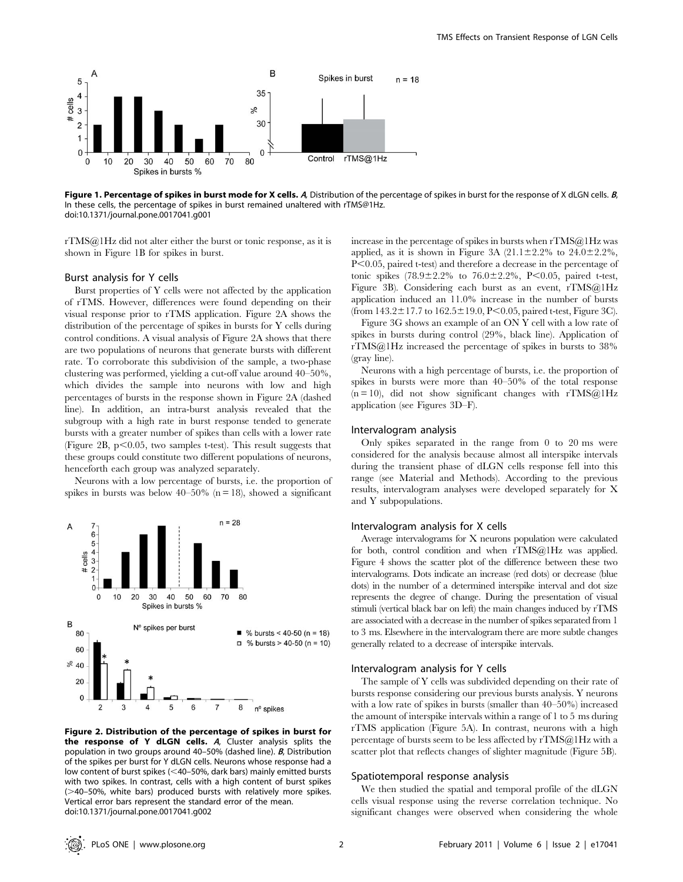**Figure 1. Percentage of spikes in burst mode for X cells.** *A*, Distribution of the percentage of spikes in burst for the response of X dLGN cells. *B*, In these cells, the percentage of spikes in burst remained unaltered with rTMS@1Hz.
doi:10.1371/journal.pone.0017041.g001

rTMS@1Hz did not alter either the burst or tonic response, as it is shown in Figure 1B for spikes in burst.

### Burst analysis for Y cells

Burst properties of Y cells were not affected by the application of rTMS. However, differences were found depending on their visual response prior to rTMS application. Figure 2A shows the distribution of the percentage of spikes in bursts for Y cells during control conditions. A visual analysis of Figure 2A shows that there are two populations of neurons that generate bursts with different rate. To corroborate this subdivision of the sample, a two-phase clustering was performed, yielding a cut-off value around 40–50%, which divides the sample into neurons with low and high percentages of bursts in the response shown in Figure 2A (dashed line). In addition, an intra-burst analysis revealed that the subgroup with a high rate in burst response tended to generate bursts with a greater number of spikes than cells with a lower rate (Figure 2B, $p<0.05$, two samples t-test). This result suggests that these groups could constitute two different populations of neurons, henceforth each group was analyzed separately.

Neurons with a low percentage of bursts, i.e. the proportion of spikes in bursts was below 40–50% ($n = 18$), showed a significant increase in the percentage of spikes in bursts when rTMS@1Hz was applied, as it is shown in Figure 3A ($21.1\pm2.2\%$ to $24.0\pm2.2\%$, $P<0.05$, paired t-test) and therefore a decrease in the percentage of tonic spikes ($78.9\pm2.2\%$ to $76.0\pm2.2\%$, $P<0.05$, paired t-test, Figure 3B). Considering each burst as an event, rTMS@1Hz application induced an 11.0% increase in the number of bursts (from $143.2\pm17.7$ to $162.5\pm19.0$, $P<0.05$, paired t-test, Figure 3C).

Figure 3G shows an example of an ON Y cell with a low rate of spikes in bursts during control (29%, black line). Application of rTMS@1Hz increased the percentage of spikes in bursts to 38% (gray line).

Neurons with a high percentage of bursts, i.e. the proportion of spikes in bursts were more than 40–50% of the total response ($n = 10$), did not show significant changes with rTMS@1Hz application (see Figures 3D–F).

**Figure 2. Distribution of the percentage of spikes in burst for the response of Y dLGN cells.** *A*, Cluster analysis splits the population in two groups around 40–50% (dashed line). *B*, Distribution of the spikes per burst for Y dLGN cells. Neurons whose response had a low content of burst spikes (<40–50%, dark bars) mainly emitted bursts with two spikes. In contrast, cells with a high content of burst spikes (>40–50%, white bars) produced bursts with relatively more spikes. Vertical error bars represent the standard error of the mean.
doi:10.1371/journal.pone.0017041.g002

### Intervalogram analysis

Only spikes separated in the range from 0 to 20 ms were considered for the analysis because almost all interspike intervals during the transient phase of dLGN cells response fell into this range (see Material and Methods). According to the previous results, intervalogram analyses were developed separately for X and Y subpopulations.

### Intervalogram analysis for X cells

Average intervalograms for X neurons population were calculated for both, control condition and when rTMS@1Hz was applied. Figure 4 shows the scatter plot of the difference between these two intervalograms. Dots indicate an increase (red dots) or decrease (blue dots) in the number of a determined interspike interval and dot size represents the degree of change. During the presentation of visual stimuli (vertical black bar on left) the main changes induced by rTMS are associated with a decrease in the number of spikes separated from 1 to 3 ms. Elsewhere in the intervalogram there are more subtle changes generally related to a decrease of interspike intervals.

### Intervalogram analysis for Y cells

The sample of Y cells was subdivided depending on their rate of bursts response considering our previous bursts analysis. Y neurons with a low rate of spikes in bursts (smaller than 40–50%) increased the amount of interspike intervals within a range of 1 to 5 ms during rTMS application (Figure 5A). In contrast, neurons with a high percentage of bursts seem to be less affected by rTMS@1Hz with a scatter plot that reflects changes of slighter magnitude (Figure 5B).

### Spatiotemporal response analysis

We then studied the spatial and temporal profile of the dLGN cells visual response using the reverse correlation technique. No significant changes were observed when considering the whole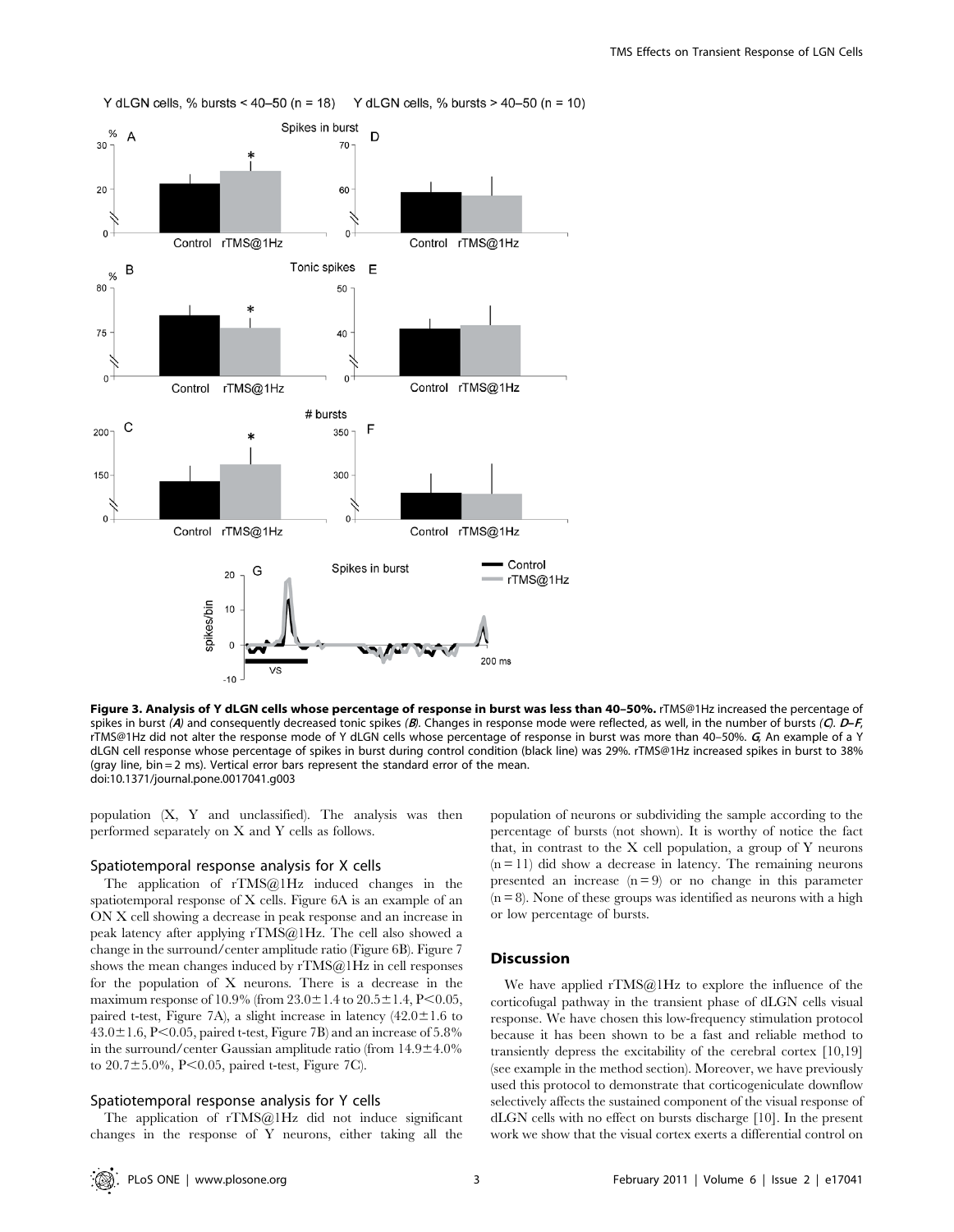**Figure 3. Analysis of Y dLGN cells whose percentage of response in burst was less than 40–50%.** rTMS@1Hz increased the percentage of spikes in burst (*A*) and consequently decreased tonic spikes (*B*). Changes in response mode were reflected, as well, in the number of bursts (*C*). *D–F*, rTMS@1Hz did not alter the response mode of Y dLGN cells whose percentage of response in burst was more than 40–50%. *G*, An example of a Y dLGN cell response whose percentage of spikes in burst during control condition (black line) was 29%. rTMS@1Hz increased spikes in burst to 38% (gray line, bin = 2 ms). Vertical error bars represent the standard error of the mean.
doi:10.1371/journal.pone.0017041.g003

population (X, Y and unclassified). The analysis was then performed separately on X and Y cells as follows.

### Spatiotemporal response analysis for X cells

The application of rTMS@1Hz induced changes in the spatiotemporal response of X cells. Figure 6A is an example of an ON X cell showing a decrease in peak response and an increase in peak latency after applying rTMS@1Hz. The cell also showed a change in the surround/center amplitude ratio (Figure 6B). Figure 7 shows the mean changes induced by rTMS@1Hz in cell responses for the population of X neurons. There is a decrease in the maximum response of 10.9% (from 23.0±1.4 to 20.5±1.4, $P<0.05$, paired t-test, Figure 7A), a slight increase in latency (42.0±1.6 to 43.0±1.6, $P<0.05$, paired t-test, Figure 7B) and an increase of 5.8% in the surround/center Gaussian amplitude ratio (from 14.9±4.0% to 20.7±5.0%, $P<0.05$, paired t-test, Figure 7C).

### Spatiotemporal response analysis for Y cells

The application of rTMS@1Hz did not induce significant changes in the response of Y neurons, either taking all the population of neurons or subdividing the sample according to the percentage of bursts (not shown). It is worthy of notice the fact that, in contrast to the X cell population, a group of Y neurons (n = 11) did show a decrease in latency. The remaining neurons presented an increase (n = 9) or no change in this parameter (n = 8). None of these groups was identified as neurons with a high or low percentage of bursts.

## Discussion

We have applied rTMS@1Hz to explore the influence of the corticofugal pathway in the transient phase of dLGN cells visual response. We have chosen this low-frequency stimulation protocol because it has been shown to be a fast and reliable method to transiently depress the excitability of the cerebral cortex [10,19] (see example in the method section). Moreover, we have previously used this protocol to demonstrate that corticogeniculate downflow selectively affects the sustained component of the visual response of dLGN cells with no effect on bursts discharge [10]. In the present work we show that the visual cortex exerts a differential control on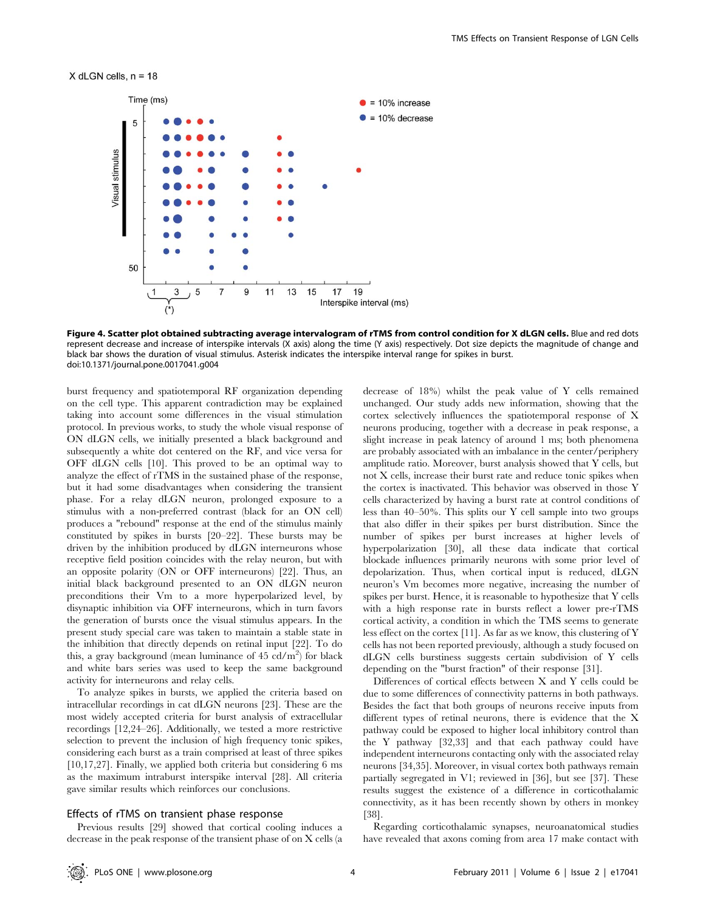X dLGN cells, n = 18

**Figure 4. Scatter plot obtained subtracting average intervalogram of rTMS from control condition for X dLGN cells.** Blue and red dots represent decrease and increase of interspike intervals (X axis) along the time (Y axis) respectively. Dot size depicts the magnitude of change and black bar shows the duration of visual stimulus. Asterisk indicates the interspike interval range for spikes in burst.
doi:10.1371/journal.pone.0017041.g004

burst frequency and spatiotemporal RF organization depending on the cell type. This apparent contradiction may be explained taking into account some differences in the visual stimulation protocol. In previous works, to study the whole visual response of ON dLGN cells, we initially presented a black background and subsequently a white dot centered on the RF, and vice versa for OFF dLGN cells [10]. This proved to be an optimal way to analyze the effect of rTMS in the sustained phase of the response, but it had some disadvantages when considering the transient phase. For a relay dLGN neuron, prolonged exposure to a stimulus with a non-preferred contrast (black for an ON cell) produces a "rebound" response at the end of the stimulus mainly constituted by spikes in bursts [20–22]. These bursts may be driven by the inhibition produced by dLGN interneurons whose receptive field position coincides with the relay neuron, but with an opposite polarity (ON or OFF interneurons) [22]. Thus, an initial black background presented to an ON dLGN neuron preconditions their Vm to a more hyperpolarized level, by disynaptic inhibition via OFF interneurons, which in turn favors the generation of bursts once the visual stimulus appears. In the present study special care was taken to maintain a stable state in the inhibition that directly depends on retinal input [22]. To do this, a gray background (mean luminance of 45 cd/m$^2$) for black and white bars series was used to keep the same background activity for interneurons and relay cells.

To analyze spikes in bursts, we applied the criteria based on intracellular recordings in cat dLGN neurons [23]. These are the most widely accepted criteria for burst analysis of extracellular recordings [12,24–26]. Additionally, we tested a more restrictive selection to prevent the inclusion of high frequency tonic spikes, considering each burst as a train comprised at least of three spikes [10,17,27]. Finally, we applied both criteria but considering 6 ms as the maximum intraburst interspike interval [28]. All criteria gave similar results which reinforces our conclusions.

## Effects of rTMS on transient phase response

Previous results [29] showed that cortical cooling induces a decrease in the peak response of the transient phase of on X cells (a decrease of 18%) whilst the peak value of Y cells remained unchanged. Our study adds new information, showing that the cortex selectively influences the spatiotemporal response of X neurons producing, together with a decrease in peak response, a slight increase in peak latency of around 1 ms; both phenomena are probably associated with an imbalance in the center/periphery amplitude ratio. Moreover, burst analysis showed that Y cells, but not X cells, increase their burst rate and reduce tonic spikes when the cortex is inactivated. This behavior was observed in those Y cells characterized by having a burst rate at control conditions of less than 40–50%. This splits our Y cell sample into two groups that also differ in their spikes per burst distribution. Since the number of spikes per burst increases at higher levels of hyperpolarization [30], all these data indicate that cortical blockade influences primarily neurons with some prior level of depolarization. Thus, when cortical input is reduced, dLGN neuron's Vm becomes more negative, increasing the number of spikes per burst. Hence, it is reasonable to hypothesize that Y cells with a high response rate in bursts reflect a lower pre-rTMS cortical activity, a condition in which the TMS seems to generate less effect on the cortex [11]. As far as we know, this clustering of Y cells has not been reported previously, although a study focused on dLGN cells burstiness suggests certain subdivision of Y cells depending on the "burst fraction" of their response [31].

Differences of cortical effects between X and Y cells could be due to some differences of connectivity patterns in both pathways. Besides the fact that both groups of neurons receive inputs from different types of retinal neurons, there is evidence that the X pathway could be exposed to higher local inhibitory control than the Y pathway [32,33] and that each pathway could have independent interneurons contacting only with the associated relay neurons [34,35]. Moreover, in visual cortex both pathways remain partially segregated in V1; reviewed in [36], but see [37]. These results suggest the existence of a difference in corticothalamic connectivity, as it has been recently shown by others in monkey [38].

Regarding corticothalamic synapses, neuroanatomical studies have revealed that axons coming from area 17 make contact with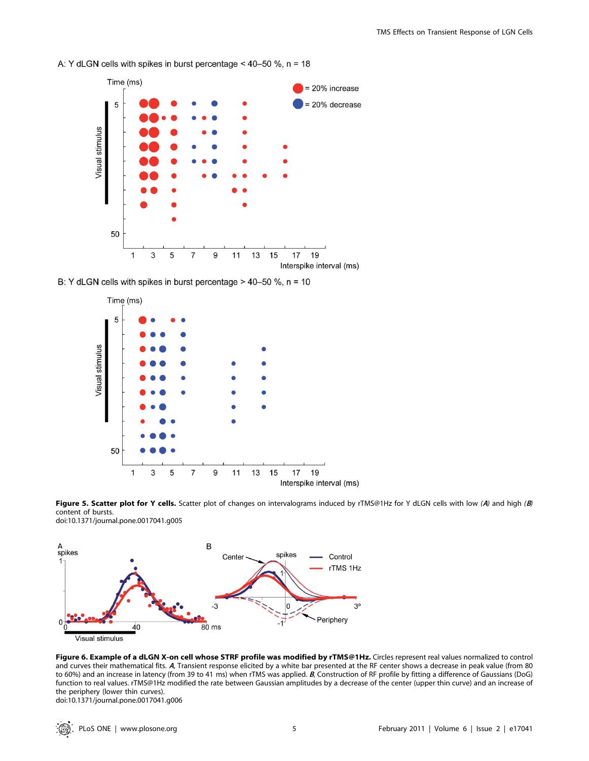**Figure 5. Scatter plot for Y cells.** Scatter plot of changes on intervalograms induced by rTMS@1Hz for Y dLGN cells with low (*A*) and high (*B*) content of bursts.
doi:10.1371/journal.pone.0017041.g005

**Figure 6. Example of a dLGN X-on cell whose STRF profile was modified by rTMS@1Hz.** Circles represent real values normalized to control and curves their mathematical fits. *A*, Transient response elicited by a white bar presented at the RF center shows a decrease in peak value (from 80 to 60%) and an increase in latency (from 39 to 41 ms) when rTMS was applied. *B*, Construction of RF profile by fitting a difference of Gaussians (DoG) function to real values. rTMS@1Hz modified the rate between Gaussian amplitudes by a decrease of the center (upper thin curve) and an increase of the periphery (lower thin curves).
doi:10.1371/journal.pone.0017041.g006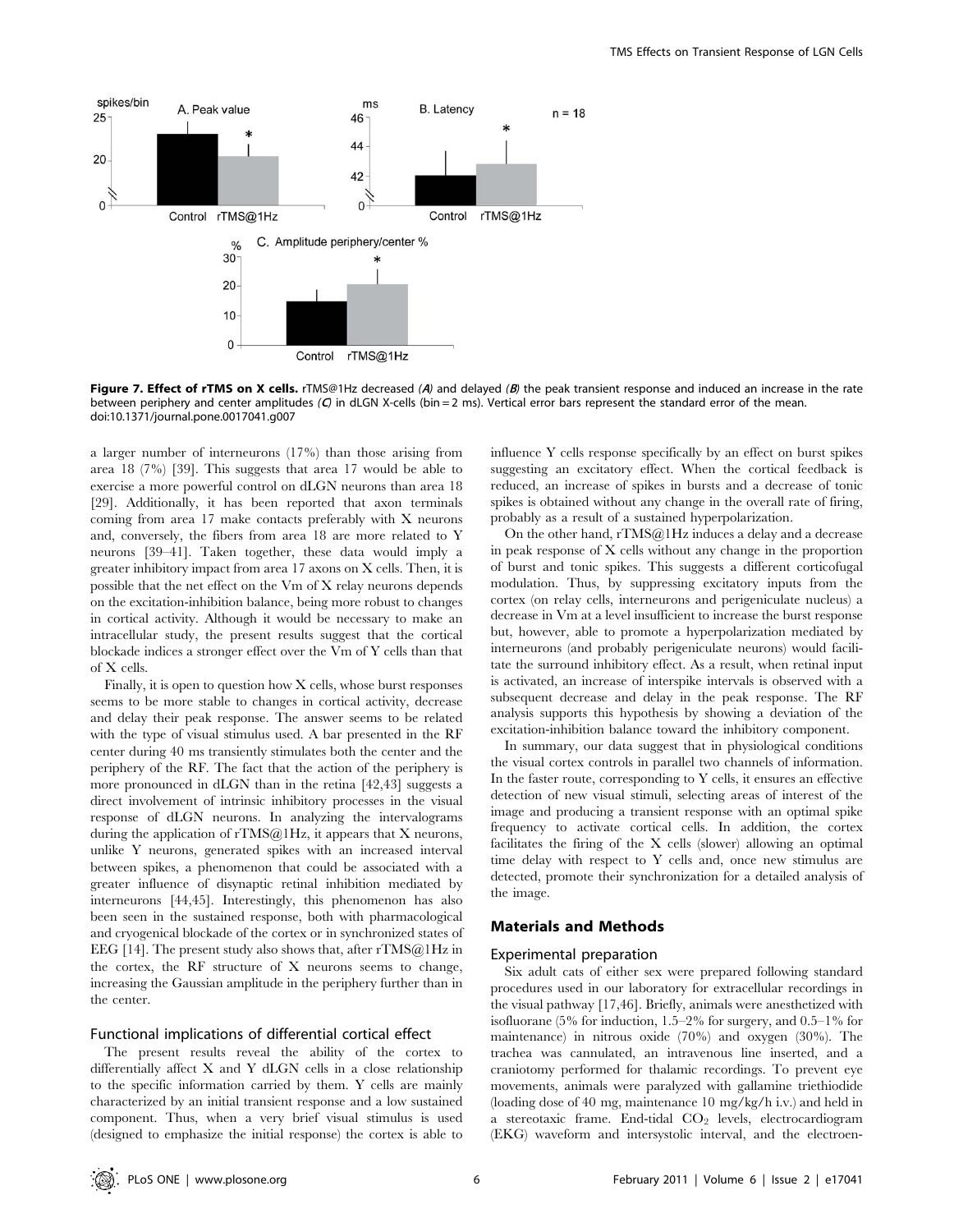Figure 7. Effect of rTMS on X cells. rTMS@1Hz decreased *(A)* and delayed *(B)* the peak transient response and induced an increase in the rate between periphery and center amplitudes *(C)* in dLGN X-cells (bin = 2 ms). Vertical error bars represent the standard error of the mean. doi:10.1371/journal.pone.0017041.g007

a larger number of interneurons (17%) than those arising from area 18 (7%) [39]. This suggests that area 17 would be able to exercise a more powerful control on dLGN neurons than area 18 [29]. Additionally, it has been reported that axon terminals coming from area 17 make contacts preferably with X neurons and, conversely, the fibers from area 18 are more related to Y neurons [39–41]. Taken together, these data would imply a greater inhibitory impact from area 17 axons on X cells. Then, it is possible that the net effect on the Vm of X relay neurons depends on the excitation-inhibition balance, being more robust to changes in cortical activity. Although it would be necessary to make an intracellular study, the present results suggest that the cortical blockade indices a stronger effect over the Vm of Y cells than that of X cells.

Finally, it is open to question how X cells, whose burst responses seems to be more stable to changes in cortical activity, decrease and delay their peak response. The answer seems to be related with the type of visual stimulus used. A bar presented in the RF center during 40 ms transiently stimulates both the center and the periphery of the RF. The fact that the action of the periphery is more pronounced in dLGN than in the retina [42,43] suggests a direct involvement of intrinsic inhibitory processes in the visual response of dLGN neurons. In analyzing the intervalograms during the application of rTMS@1Hz, it appears that X neurons, unlike Y neurons, generated spikes with an increased interval between spikes, a phenomenon that could be associated with a greater influence of disynaptic retinal inhibition mediated by interneurons [44,45]. Interestingly, this phenomenon has also been seen in the sustained response, both with pharmacological and cryogenical blockade of the cortex or in synchronized states of EEG [14]. The present study also shows that, after rTMS@1Hz in the cortex, the RF structure of X neurons seems to change, increasing the Gaussian amplitude in the periphery further than in the center.

### Functional implications of differential cortical effect

The present results reveal the ability of the cortex to differentially affect X and Y dLGN cells in a close relationship to the specific information carried by them. Y cells are mainly characterized by an initial transient response and a low sustained component. Thus, when a very brief visual stimulus is used (designed to emphasize the initial response) the cortex is able to influence Y cells response specifically by an effect on burst spikes suggesting an excitatory effect. When the cortical feedback is reduced, an increase of spikes in bursts and a decrease of tonic spikes is obtained without any change in the overall rate of firing, probably as a result of a sustained hyperpolarization.

On the other hand, rTMS@1Hz induces a delay and a decrease in peak response of X cells without any change in the proportion of burst and tonic spikes. This suggests a different corticofugal modulation. Thus, by suppressing excitatory inputs from the cortex (on relay cells, interneurons and perigeniculate nucleus) a decrease in Vm at a level insufficient to increase the burst response but, however, able to promote a hyperpolarization mediated by interneurons (and probably perigeniculate neurons) would facilitate the surround inhibitory effect. As a result, when retinal input is activated, an increase of interspike intervals is observed with a subsequent decrease and delay in the peak response. The RF analysis supports this hypothesis by showing a deviation of the excitation-inhibition balance toward the inhibitory component.

In summary, our data suggest that in physiological conditions the visual cortex controls in parallel two channels of information. In the faster route, corresponding to Y cells, it ensures an effective detection of new visual stimuli, selecting areas of interest of the image and producing a transient response with an optimal spike frequency to activate cortical cells. In addition, the cortex facilitates the firing of the X cells (slower) allowing an optimal time delay with respect to Y cells and, once new stimulus are detected, promote their synchronization for a detailed analysis of the image.

## Materials and Methods

### Experimental preparation

Six adult cats of either sex were prepared following standard procedures used in our laboratory for extracellular recordings in the visual pathway [17,46]. Briefly, animals were anesthetized with isofluorane (5% for induction, 1.5–2% for surgery, and 0.5–1% for maintenance) in nitrous oxide (70%) and oxygen (30%). The trachea was cannulated, an intravenous line inserted, and a craniotomy performed for thalamic recordings. To prevent eye movements, animals were paralyzed with gallamine triethiodide (loading dose of 40 mg, maintenance 10 mg/kg/h i.v.) and held in a stereotaxic frame. End-tidal $CO_2$ levels, electrocardiogram (EKG) waveform and intersystolic interval, and the electroen-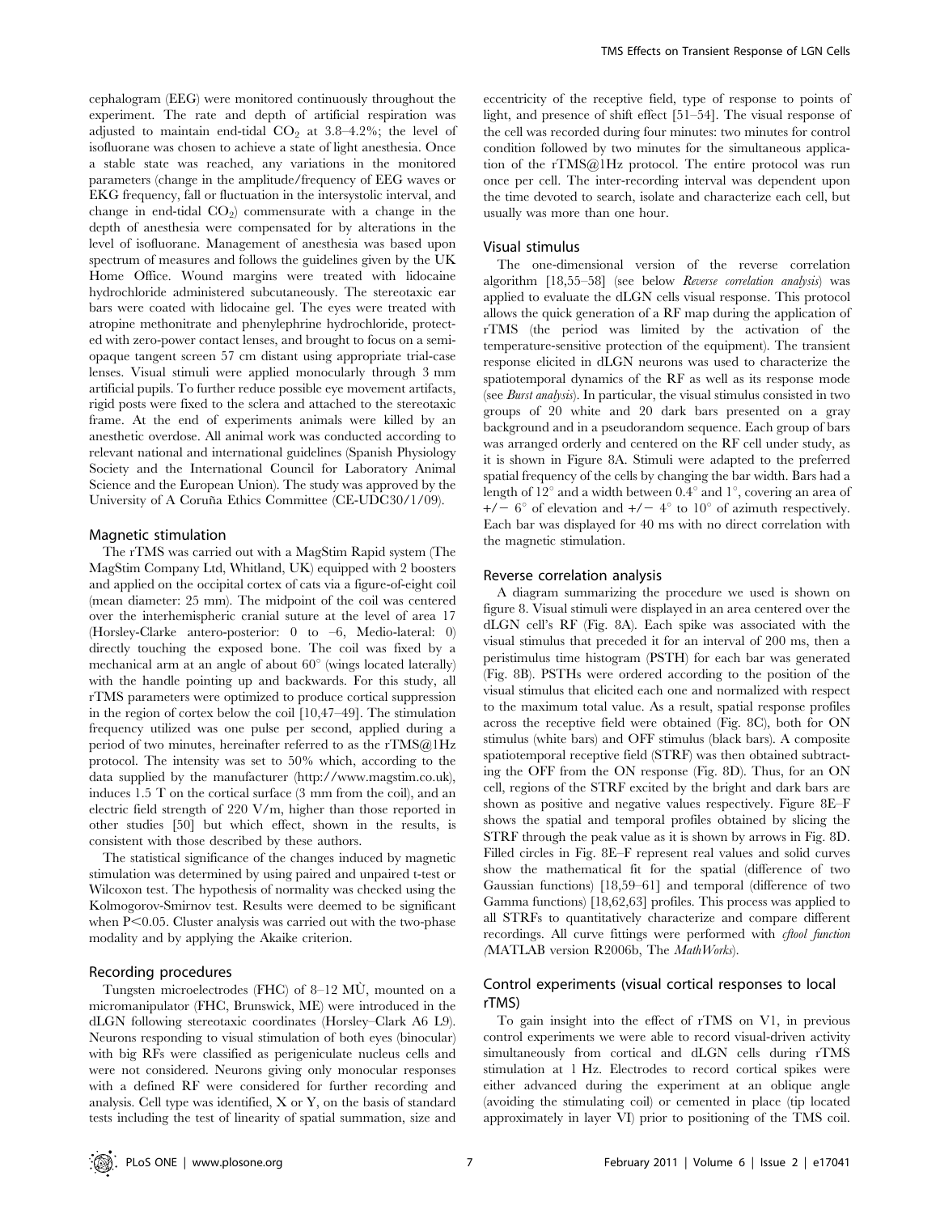cephalogram (EEG) were monitored continuously throughout the experiment. The rate and depth of artificial respiration was adjusted to maintain end-tidal $CO_2$ at 3.8–4.2%; the level of isofluorane was chosen to achieve a state of light anesthesia. Once a stable state was reached, any variations in the monitored parameters (change in the amplitude/frequency of EEG waves or EKG frequency, fall or fluctuation in the intersystolic interval, and change in end-tidal $CO_2$) commensurate with a change in the depth of anesthesia were compensated for by alterations in the level of isofluorane. Management of anesthesia was based upon spectrum of measures and follows the guidelines given by the UK Home Office. Wound margins were treated with lidocaine hydrochloride administered subcutaneously. The stereotaxic ear bars were coated with lidocaine gel. The eyes were treated with atropine methonitrate and phenylephrine hydrochloride, protected with zero-power contact lenses, and brought to focus on a semi-opaque tangent screen 57 cm distant using appropriate trial-case lenses. Visual stimuli were applied monocularly through 3 mm artificial pupils. To further reduce possible eye movement artifacts, rigid posts were fixed to the sclera and attached to the stereotaxic frame. At the end of experiments animals were killed by an anesthetic overdose. All animal work was conducted according to relevant national and international guidelines (Spanish Physiology Society and the International Council for Laboratory Animal Science and the European Union). The study was approved by the University of A Coruña Ethics Committee (CE-UDC30/1/09).

### Magnetic stimulation

The rTMS was carried out with a MagStim Rapid system (The MagStim Company Ltd, Whitland, UK) equipped with 2 boosters and applied on the occipital cortex of cats via a figure-of-eight coil (mean diameter: 25 mm). The midpoint of the coil was centered over the interhemispheric cranial suture at the level of area 17 (Horsley-Clarke antero-posterior: 0 to –6, Medio-lateral: 0) directly touching the exposed bone. The coil was fixed by a mechanical arm at an angle of about 60° (wings located laterally) with the handle pointing up and backwards. For this study, all rTMS parameters were optimized to produce cortical suppression in the region of cortex below the coil [10,47–49]. The stimulation frequency utilized was one pulse per second, applied during a period of two minutes, hereinafter referred to as the rTMS@1Hz protocol. The intensity was set to 50% which, according to the data supplied by the manufacturer (http://www.magstim.co.uk), induces 1.5 T on the cortical surface (3 mm from the coil), and an electric field strength of 220 V/m, higher than those reported in other studies [50] but which effect, shown in the results, is consistent with those described by these authors.

The statistical significance of the changes induced by magnetic stimulation was determined by using paired and unpaired t-test or Wilcoxon test. The hypothesis of normality was checked using the Kolmogorov-Smirnov test. Results were deemed to be significant when $P<0.05$. Cluster analysis was carried out with the two-phase modality and by applying the Akaike criterion.

### Recording procedures

Tungsten microelectrodes (FHC) of 8–12 MÙ, mounted on a micromanipulator (FHC, Brunswick, ME) were introduced in the dLGN following stereotaxic coordinates (Horsley–Clark A6 L9). Neurons responding to visual stimulation of both eyes (binocular) with big RFs were classified as perigeniculate nucleus cells and were not considered. Neurons giving only monocular responses with a defined RF were considered for further recording and analysis. Cell type was identified, X or Y, on the basis of standard tests including the test of linearity of spatial summation, size and eccentricity of the receptive field, type of response to points of light, and presence of shift effect [51–54]. The visual response of the cell was recorded during four minutes: two minutes for control condition followed by two minutes for the simultaneous application of the rTMS@1Hz protocol. The entire protocol was run once per cell. The inter-recording interval was dependent upon the time devoted to search, isolate and characterize each cell, but usually was more than one hour.

### Visual stimulus

The one-dimensional version of the reverse correlation algorithm [18,55–58] (see below *Reverse correlation analysis*) was applied to evaluate the dLGN cells visual response. This protocol allows the quick generation of a RF map during the application of rTMS (the period was limited by the activation of the temperature-sensitive protection of the equipment). The transient response elicited in dLGN neurons was used to characterize the spatiotemporal dynamics of the RF as well as its response mode (see *Burst analysis*). In particular, the visual stimulus consisted in two groups of 20 white and 20 dark bars presented on a gray background and in a pseudorandom sequence. Each group of bars was arranged orderly and centered on the RF cell under study, as it is shown in Figure 8A. Stimuli were adapted to the preferred spatial frequency of the cells by changing the bar width. Bars had a length of 12° and a width between 0.4° and 1°, covering an area of +/− 6° of elevation and +/− 4° to 10° of azimuth respectively. Each bar was displayed for 40 ms with no direct correlation with the magnetic stimulation.

### Reverse correlation analysis

A diagram summarizing the procedure we used is shown on figure 8. Visual stimuli were displayed in an area centered over the dLGN cell's RF (Fig. 8A). Each spike was associated with the visual stimulus that preceded it for an interval of 200 ms, then a peristimulus time histogram (PSTH) for each bar was generated (Fig. 8B). PSTHs were ordered according to the position of the visual stimulus that elicited each one and normalized with respect to the maximum total value. As a result, spatial response profiles across the receptive field were obtained (Fig. 8C), both for ON stimulus (white bars) and OFF stimulus (black bars). A composite spatiotemporal receptive field (STRF) was then obtained subtracting the OFF from the ON response (Fig. 8D). Thus, for an ON cell, regions of the STRF excited by the bright and dark bars are shown as positive and negative values respectively. Figure 8E–F shows the spatial and temporal profiles obtained by slicing the STRF through the peak value as it is shown by arrows in Fig. 8D. Filled circles in Fig. 8E–F represent real values and solid curves show the mathematical fit for the spatial (difference of two Gaussian functions) [18,59–61] and temporal (difference of two Gamma functions) [18,62,63] profiles. This process was applied to all STRFs to quantitatively characterize and compare different recordings. All curve fittings were performed with *cftool function (*MATLAB version R2006b, The *MathWorks*).

### Control experiments (visual cortical responses to local rTMS)

To gain insight into the effect of rTMS on V1, in previous control experiments we were able to record visual-driven activity simultaneously from cortical and dLGN cells during rTMS stimulation at 1 Hz. Electrodes to record cortical spikes were either advanced during the experiment at an oblique angle (avoiding the stimulating coil) or cemented in place (tip located approximately in layer VI) prior to positioning of the TMS coil.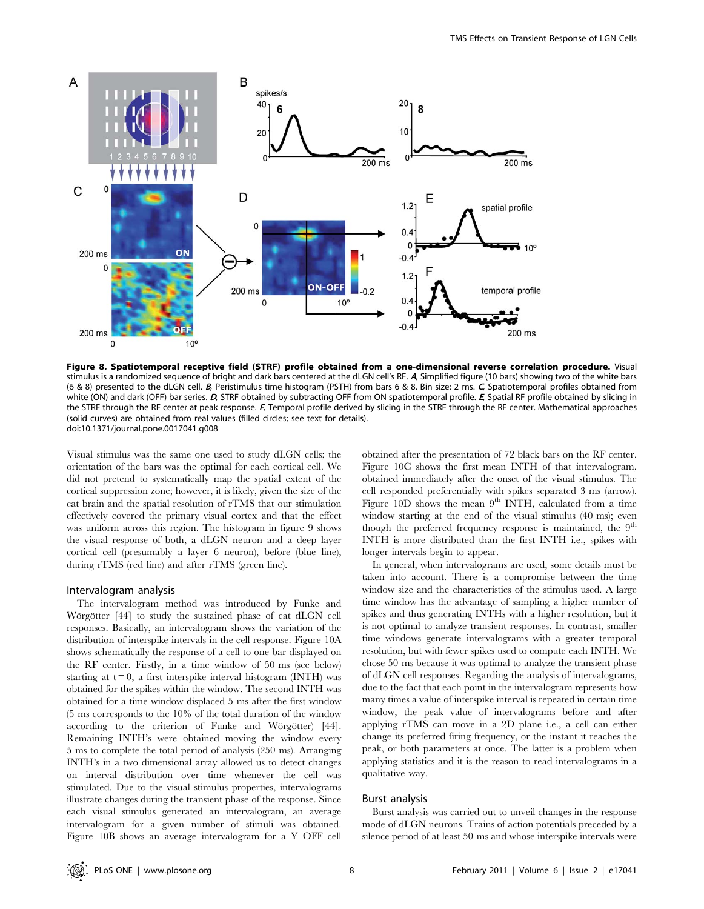**Figure 8. Spatiotemporal receptive field (STRF) profile obtained from a one-dimensional reverse correlation procedure.** Visual stimulus is a randomized sequence of bright and dark bars centered at the dLGN cell's RF. *A*, Simplified figure (10 bars) showing two of the white bars (6 & 8) presented to the dLGN cell. *B*, Peristimulus time histogram (PSTH) from bars 6 & 8. Bin size: 2 ms. *C*, Spatiotemporal profiles obtained from white (ON) and dark (OFF) bar series. *D*, STRF obtained by subtracting OFF from ON spatiotemporal profile. *E*, Spatial RF profile obtained by slicing in the STRF through the RF center at peak response. *F*, Temporal profile derived by slicing in the STRF through the RF center. Mathematical approaches (solid curves) are obtained from real values (filled circles; see text for details).
doi:10.1371/journal.pone.0017041.g008

Visual stimulus was the same one used to study dLGN cells; the orientation of the bars was the optimal for each cortical cell. We did not pretend to systematically map the spatial extent of the cortical suppression zone; however, it is likely, given the size of the cat brain and the spatial resolution of rTMS that our stimulation effectively covered the primary visual cortex and that the effect was uniform across this region. The histogram in figure 9 shows the visual response of both, a dLGN neuron and a deep layer cortical cell (presumably a layer 6 neuron), before (blue line), during rTMS (red line) and after rTMS (green line).

## Intervalogram analysis

The intervalogram method was introduced by Funke and Wörgötter [44] to study the sustained phase of cat dLGN cell responses. Basically, an intervalogram shows the variation of the distribution of interspike intervals in the cell response. Figure 10A shows schematically the response of a cell to one bar displayed on the RF center. Firstly, in a time window of 50 ms (see below) starting at t = 0, a first interspike interval histogram (INTH) was obtained for the spikes within the window. The second INTH was obtained for a time window displaced 5 ms after the first window (5 ms corresponds to the 10% of the total duration of the window according to the criterion of Funke and Wörgötter) [44]. Remaining INTH's were obtained moving the window every 5 ms to complete the total period of analysis (250 ms). Arranging INTH's in a two dimensional array allowed us to detect changes on interval distribution over time whenever the cell was stimulated. Due to the visual stimulus properties, intervalograms illustrate changes during the transient phase of the response. Since each visual stimulus generated an intervalogram, an average intervalogram for a given number of stimuli was obtained. Figure 10B shows an average intervalogram for a Y OFF cell obtained after the presentation of 72 black bars on the RF center. Figure 10C shows the first mean INTH of that intervalogram, obtained immediately after the onset of the visual stimulus. The cell responded preferentially with spikes separated 3 ms (arrow). Figure 10D shows the mean 9th INTH, calculated from a time window starting at the end of the visual stimulus (40 ms); even though the preferred frequency response is maintained, the 9th INTH is more distributed than the first INTH i.e., spikes with longer intervals begin to appear.

In general, when intervalograms are used, some details must be taken into account. There is a compromise between the time window size and the characteristics of the stimulus used. A large time window has the advantage of sampling a higher number of spikes and thus generating INTHs with a higher resolution, but it is not optimal to analyze transient responses. In contrast, smaller time windows generate intervalograms with a greater temporal resolution, but with fewer spikes used to compute each INTH. We chose 50 ms because it was optimal to analyze the transient phase of dLGN cell responses. Regarding the analysis of intervalograms, due to the fact that each point in the intervalogram represents how many times a value of interspike interval is repeated in certain time window, the peak value of intervalograms before and after applying rTMS can move in a 2D plane i.e., a cell can either change its preferred firing frequency, or the instant it reaches the peak, or both parameters at once. The latter is a problem when applying statistics and it is the reason to read intervalograms in a qualitative way.

## Burst analysis

Burst analysis was carried out to unveil changes in the response mode of dLGN neurons. Trains of action potentials preceded by a silence period of at least 50 ms and whose interspike intervals were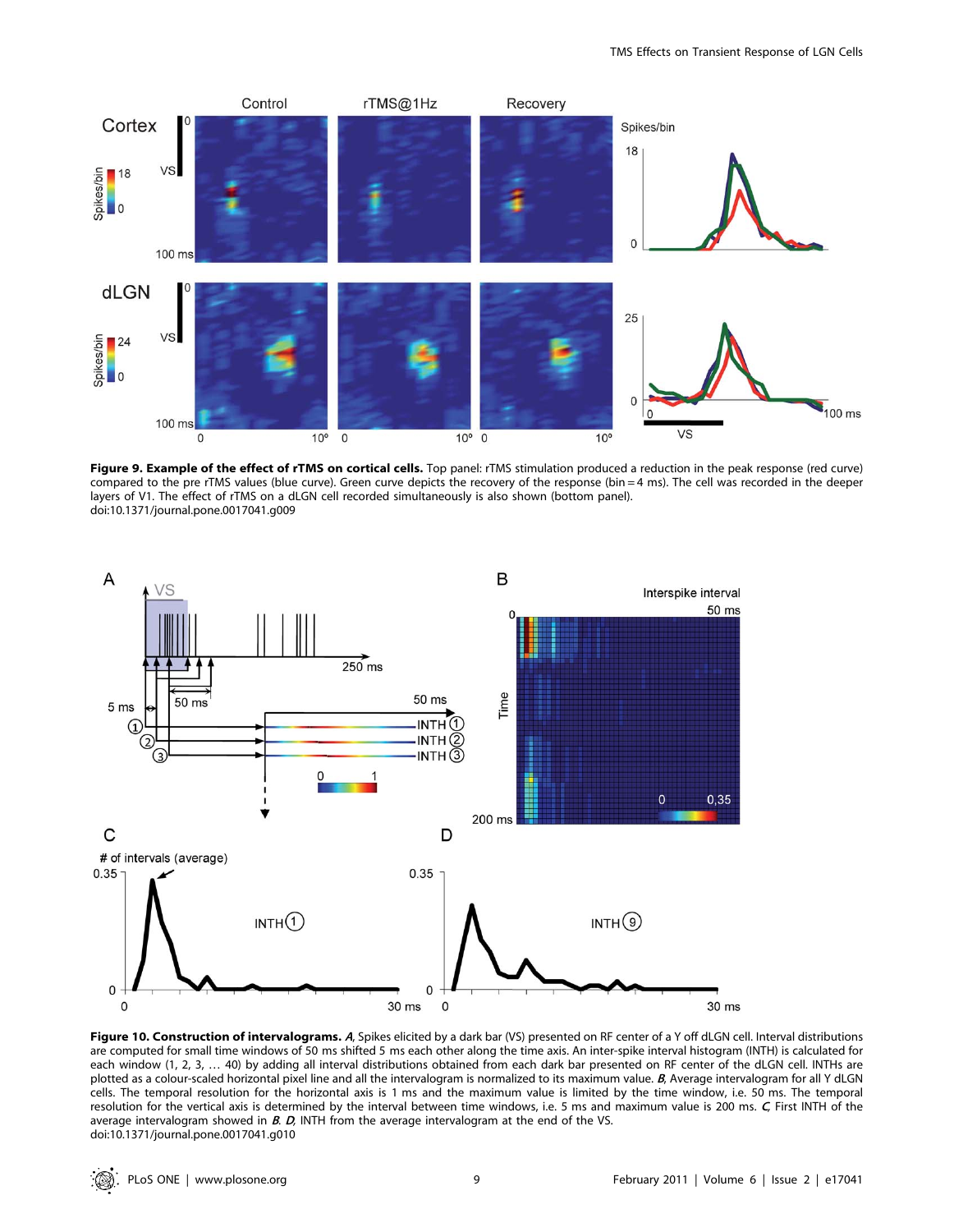**Figure 9. Example of the effect of rTMS on cortical cells.** Top panel: rTMS stimulation produced a reduction in the peak response (red curve) compared to the pre rTMS values (blue curve). Green curve depicts the recovery of the response (bin = 4 ms). The cell was recorded in the deeper layers of V1. The effect of rTMS on a dLGN cell recorded simultaneously is also shown (bottom panel).
doi:10.1371/journal.pone.0017041.g009

**Figure 10. Construction of intervalograms.** *A*, Spikes elicited by a dark bar (VS) presented on RF center of a Y off dLGN cell. Interval distributions are computed for small time windows of 50 ms shifted 5 ms each other along the time axis. An inter-spike interval histogram (INTH) is calculated for each window (1, 2, 3, … 40) by adding all interval distributions obtained from each dark bar presented on RF center of the dLGN cell. INTHs are plotted as a colour-scaled horizontal pixel line and all the intervalogram is normalized to its maximum value. *B*, Average intervalogram for all Y dLGN cells. The temporal resolution for the horizontal axis is 1 ms and the maximum value is limited by the time window, i.e. 50 ms. The temporal resolution for the vertical axis is determined by the interval between time windows, i.e. 5 ms and maximum value is 200 ms. *C*, First INTH of the average intervalogram showed in *B*. *D*, INTH from the average intervalogram at the end of the VS.
doi:10.1371/journal.pone.0017041.g010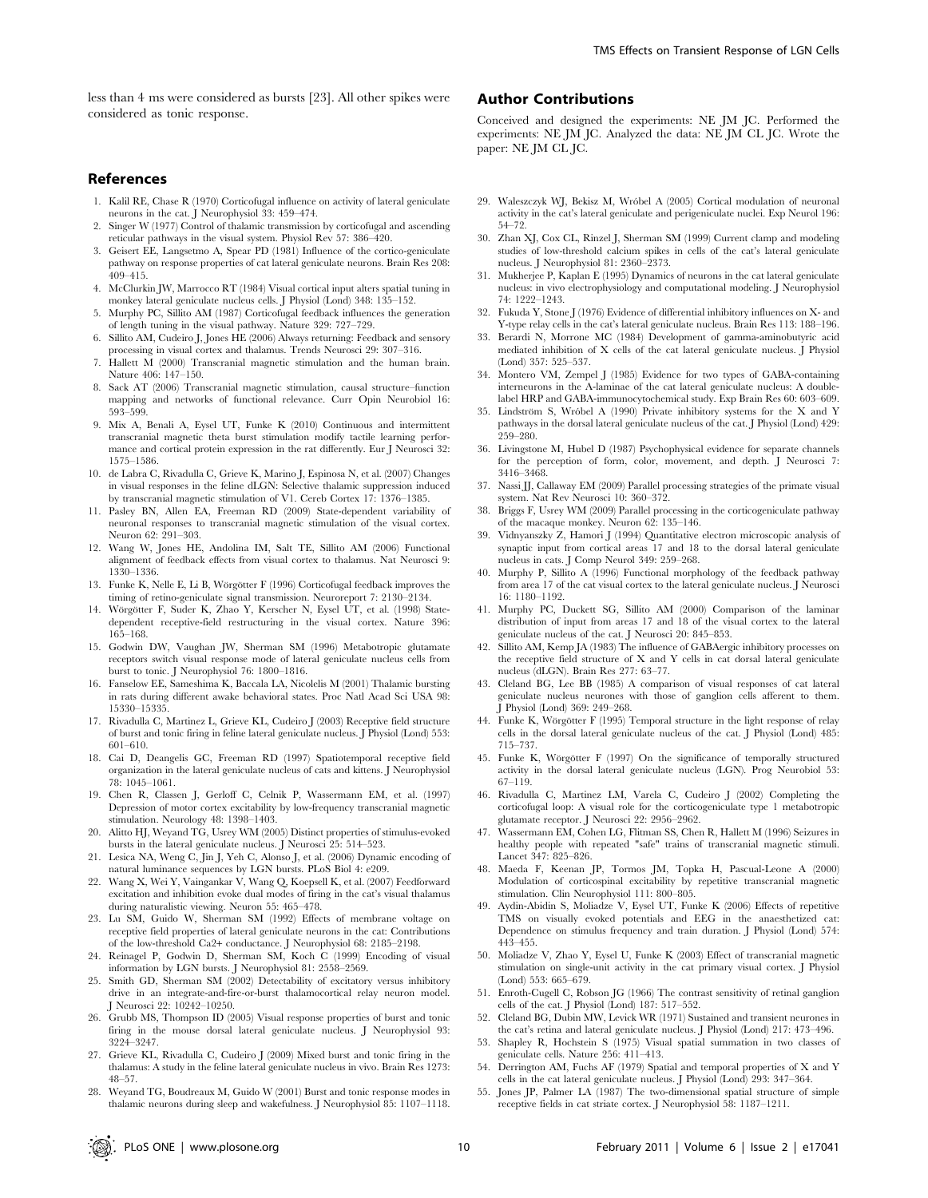less than 4 ms were considered as bursts [23]. All other spikes were considered as tonic response.

## Author Contributions

Conceived and designed the experiments: NE JM JC. Performed the experiments: NE JM JC. Analyzed the data: NE JM CL JC. Wrote the paper: NE JM CL JC.

## References

1. Kalil RE, Chase R (1970) Corticofugal influence on activity of lateral geniculate neurons in the cat. J Neurophysiol 33: 459–474.
2. Singer W (1977) Control of thalamic transmission by corticofugal and ascending reticular pathways in the visual system. Physiol Rev 57: 386–420.
3. Geisert EE, Langsetmo A, Spear PD (1981) Influence of the cortico-geniculate pathway on response properties of cat lateral geniculate neurons. Brain Res 208: 409–415.
4. McClurkin JW, Marrocco RT (1984) Visual cortical input alters spatial tuning in monkey lateral geniculate nucleus cells. J Physiol (Lond) 348: 135–152.
5. Murphy PC, Sillito AM (1987) Corticofugal feedback influences the generation of length tuning in the visual pathway. Nature 329: 727–729.
6. Sillito AM, Cudeiro J, Jones HE (2006) Always returning: Feedback and sensory processing in visual cortex and thalamus. Trends Neurosci 29: 307–316.
7. Hallett M (2000) Transcranial magnetic stimulation and the human brain. Nature 406: 147–150.
8. Sack AT (2006) Transcranial magnetic stimulation, causal structure–function mapping and networks of functional relevance. Curr Opin Neurobiol 16: 593–599.
9. Mix A, Benali A, Eysel UT, Funke K (2010) Continuous and intermittent transcranial magnetic theta burst stimulation modify tactile learning performance and cortical protein expression in the rat differently. Eur J Neurosci 32: 1575–1586.
10. de Labra C, Rivadulla C, Grieve K, Marino J, Espinosa N, et al. (2007) Changes in visual responses in the feline dLGN: Selective thalamic suppression induced by transcranial magnetic stimulation of V1. Cereb Cortex 17: 1376–1385.
11. Pasley BN, Allen EA, Freeman RD (2009) State-dependent variability of neuronal responses to transcranial magnetic stimulation of the visual cortex. Neuron 62: 291–303.
12. Wang W, Jones HE, Andolina IM, Salt TE, Sillito AM (2006) Functional alignment of feedback effects from visual cortex to thalamus. Nat Neurosci 9: 1330–1336.
13. Funke K, Nelle E, Li B, Wörgötter F (1996) Corticofugal feedback improves the timing of retino-geniculate signal transmission. Neuroreport 7: 2130–2134.
14. Wörgötter F, Suder K, Zhao Y, Kerscher N, Eysel UT, et al. (1998) State-dependent receptive-field restructuring in the visual cortex. Nature 396: 165–168.
15. Godwin DW, Vaughan JW, Sherman SM (1996) Metabotropic glutamate receptors switch visual response mode of lateral geniculate nucleus cells from burst to tonic. J Neurophysiol 76: 1800–1816.
16. Fanselow EE, Sameshima K, Baccala LA, Nicolelis M (2001) Thalamic bursting in rats during different awake behavioral states. Proc Natl Acad Sci USA 98: 15330–15335.
17. Rivadulla C, Martinez L, Grieve KL, Cudeiro J (2003) Receptive field structure of burst and tonic firing in feline lateral geniculate nucleus. J Physiol (Lond) 553: 601–610.
18. Cai D, Deangelis GC, Freeman RD (1997) Spatiotemporal receptive field organization in the lateral geniculate nucleus of cats and kittens. J Neurophysiol 78: 1045–1061.
19. Chen R, Classen J, Gerloff C, Celnik P, Wassermann EM, et al. (1997) Depression of motor cortex excitability by low-frequency transcranial magnetic stimulation. Neurology 48: 1398–1403.
20. Alitto HJ, Weyand TG, Usrey WM (2005) Distinct properties of stimulus-evoked bursts in the lateral geniculate nucleus. J Neurosci 25: 514–523.
21. Lesica NA, Weng C, Jin J, Yeh C, Alonso J, et al. (2006) Dynamic encoding of natural luminance sequences by LGN bursts. PLoS Biol 4: e209.
22. Wang X, Wei Y, Vaingankar V, Wang Q, Koepsell K, et al. (2007) Feedforward excitation and inhibition evoke dual modes of firing in the cat's visual thalamus during naturalistic viewing. Neuron 55: 465–478.
23. Lu SM, Guido W, Sherman SM (1992) Effects of membrane voltage on receptive field properties of lateral geniculate neurons in the cat: Contributions of the low-threshold Ca2+ conductance. J Neurophysiol 68: 2185–2198.
24. Reinagel P, Godwin D, Sherman SM, Koch C (1999) Encoding of visual information by LGN bursts. J Neurophysiol 81: 2558–2569.
25. Smith GD, Sherman SM (2002) Detectability of excitatory versus inhibitory drive in an integrate-and-fire-or-burst thalamocortical relay neuron model. J Neurosci 22: 10242–10250.
26. Grubb MS, Thompson ID (2005) Visual response properties of burst and tonic firing in the mouse dorsal lateral geniculate nucleus. J Neurophysiol 93: 3224–3247.
27. Grieve KL, Rivadulla C, Cudeiro J (2009) Mixed burst and tonic firing in the thalamus: A study in the feline lateral geniculate nucleus in vivo. Brain Res 1273: 48–57.
28. Weyand TG, Boudreaux M, Guido W (2001) Burst and tonic response modes in thalamic neurons during sleep and wakefulness. J Neurophysiol 85: 1107–1118.
29. Waleszczyk WJ, Bekisz M, Wróbel A (2005) Cortical modulation of neuronal activity in the cat's lateral geniculate and perigeniculate nuclei. Exp Neurol 196: 54–72.
30. Zhan XJ, Cox CL, Rinzel J, Sherman SM (1999) Current clamp and modeling studies of low-threshold calcium spikes in cells of the cat's lateral geniculate nucleus. J Neurophysiol 81: 2360–2373.
31. Mukherjee P, Kaplan E (1995) Dynamics of neurons in the cat lateral geniculate nucleus: in vivo electrophysiology and computational modeling. J Neurophysiol 74: 1222–1243.
32. Fukuda Y, Stone J (1976) Evidence of differential inhibitory influences on X- and Y-type relay cells in the cat's lateral geniculate nucleus. Brain Res 113: 188–196.
33. Berardi N, Morrone MC (1984) Development of gamma-aminobutyric acid mediated inhibition of X cells of the cat lateral geniculate nucleus. J Physiol (Lond) 357: 525–537.
34. Montero VM, Zempel J (1985) Evidence for two types of GABA-containing interneurons in the A-laminae of the cat lateral geniculate nucleus: A double-label HRP and GABA-immunocytochemical study. Exp Brain Res 60: 603–609.
35. Lindström S, Wróbel A (1990) Private inhibitory systems for the X and Y pathways in the dorsal lateral geniculate nucleus of the cat. J Physiol (Lond) 429: 259–280.
36. Livingstone M, Hubel D (1987) Psychophysical evidence for separate channels for the perception of form, color, movement, and depth. J Neurosci 7: 3416–3468.
37. Nassi JJ, Callaway EM (2009) Parallel processing strategies of the primate visual system. Nat Rev Neurosci 10: 360–372.
38. Briggs F, Usrey WM (2009) Parallel processing in the corticogeniculate pathway of the macaque monkey. Neuron 62: 135–146.
39. Vidnyanszky Z, Hamori J (1994) Quantitative electron microscopic analysis of synaptic input from cortical areas 17 and 18 to the dorsal lateral geniculate nucleus in cats. J Comp Neurol 349: 259–268.
40. Murphy P, Sillito A (1996) Functional morphology of the feedback pathway from area 17 of the cat visual cortex to the lateral geniculate nucleus. J Neurosci 16: 1180–1192.
41. Murphy PC, Duckett SG, Sillito AM (2000) Comparison of the laminar distribution of input from areas 17 and 18 of the visual cortex to the lateral geniculate nucleus of the cat. J Neurosci 20: 845–853.
42. Sillito AM, Kemp JA (1983) The influence of GABAergic inhibitory processes on the receptive field structure of X and Y cells in cat dorsal lateral geniculate nucleus (dLGN). Brain Res 277: 63–77.
43. Cleland BG, Lee BB (1985) A comparison of visual responses of cat lateral geniculate nucleus neurones with those of ganglion cells afferent to them. J Physiol (Lond) 369: 249–268.
44. Funke K, Wörgötter F (1995) Temporal structure in the light response of relay cells in the dorsal lateral geniculate nucleus of the cat. J Physiol (Lond) 485: 715–737.
45. Funke K, Wörgötter F (1997) On the significance of temporally structured activity in the dorsal lateral geniculate nucleus (LGN). Prog Neurobiol 53: 67–119.
46. Rivadulla C, Martinez LM, Varela C, Cudeiro J (2002) Completing the corticofugal loop: A visual role for the corticogeniculate type 1 metabotropic glutamate receptor. J Neurosci 22: 2956–2962.
47. Wassermann EM, Cohen LG, Flitman SS, Chen R, Hallett M (1996) Seizures in healthy people with repeated "safe" trains of transcranial magnetic stimuli. Lancet 347: 825–826.
48. Maeda F, Keenan JP, Tormos JM, Topka H, Pascual-Leone A (2000) Modulation of corticospinal excitability by repetitive transcranial magnetic stimulation. Clin Neurophysiol 111: 800–805.
49. Aydin-Abidin S, Moliadze V, Eysel UT, Funke K (2006) Effects of repetitive TMS on visually evoked potentials and EEG in the anaesthetized cat: Dependence on stimulus frequency and train duration. J Physiol (Lond) 574: 443–455.
50. Moliadze V, Zhao Y, Eysel U, Funke K (2003) Effect of transcranial magnetic stimulation on single-unit activity in the cat primary visual cortex. J Physiol (Lond) 553: 665–679.
51. Enroth-Cugell C, Robson JG (1966) The contrast sensitivity of retinal ganglion cells of the cat. J Physiol (Lond) 187: 517–552.
52. Cleland BG, Dubin MW, Levick WR (1971) Sustained and transient neurones in the cat's retina and lateral geniculate nucleus. J Physiol (Lond) 217: 473–496.
53. Shapley R, Hochstein S (1975) Visual spatial summation in two classes of geniculate cells. Nature 256: 411–413.
54. Derrington AM, Fuchs AF (1979) Spatial and temporal properties of X and Y cells in the cat lateral geniculate nucleus. J Physiol (Lond) 293: 347–364.
55. Jones JP, Palmer LA (1987) The two-dimensional spatial structure of simple receptive fields in cat striate cortex. J Neurophysiol 58: 1187–1211.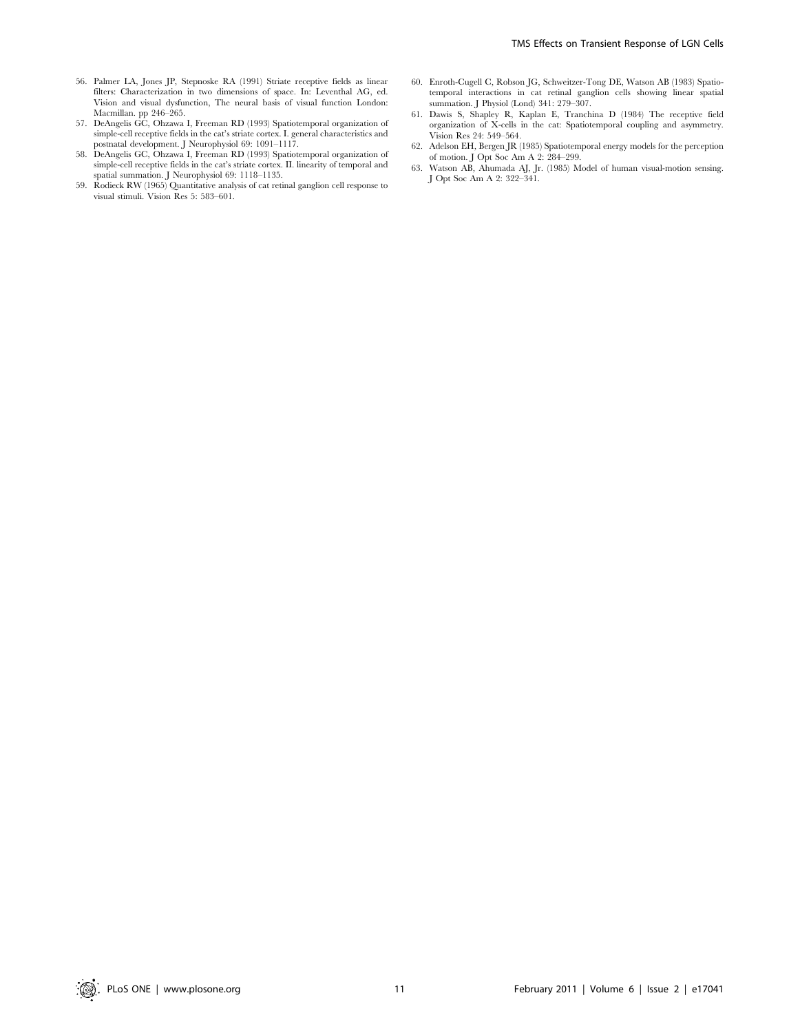56. Palmer LA, Jones JP, Stepnoske RA (1991) Striate receptive fields as linear filters: Characterization in two dimensions of space. In: Leventhal AG, ed. Vision and visual dysfunction, The neural basis of visual function London: Macmillan. pp 246–265.
57. DeAngelis GC, Ohzawa I, Freeman RD (1993) Spatiotemporal organization of simple-cell receptive fields in the cat's striate cortex. I. general characteristics and postnatal development. J Neurophysiol 69: 1091–1117.
58. DeAngelis GC, Ohzawa I, Freeman RD (1993) Spatiotemporal organization of simple-cell receptive fields in the cat's striate cortex. II. linearity of temporal and spatial summation. J Neurophysiol 69: 1118–1135.
59. Rodieck RW (1965) Quantitative analysis of cat retinal ganglion cell response to visual stimuli. Vision Res 5: 583–601.
60. Enroth-Cugell C, Robson JG, Schweitzer-Tong DE, Watson AB (1983) Spatio-temporal interactions in cat retinal ganglion cells showing linear spatial summation. J Physiol (Lond) 341: 279–307.
61. Dawis S, Shapley R, Kaplan E, Tranchina D (1984) The receptive field organization of X-cells in the cat: Spatiotemporal coupling and asymmetry. Vision Res 24: 549–564.
62. Adelson EH, Bergen JR (1985) Spatiotemporal energy models for the perception of motion. J Opt Soc Am A 2: 284–299.
63. Watson AB, Ahumada AJ, Jr. (1985) Model of human visual-motion sensing. J Opt Soc Am A 2: 322–341.